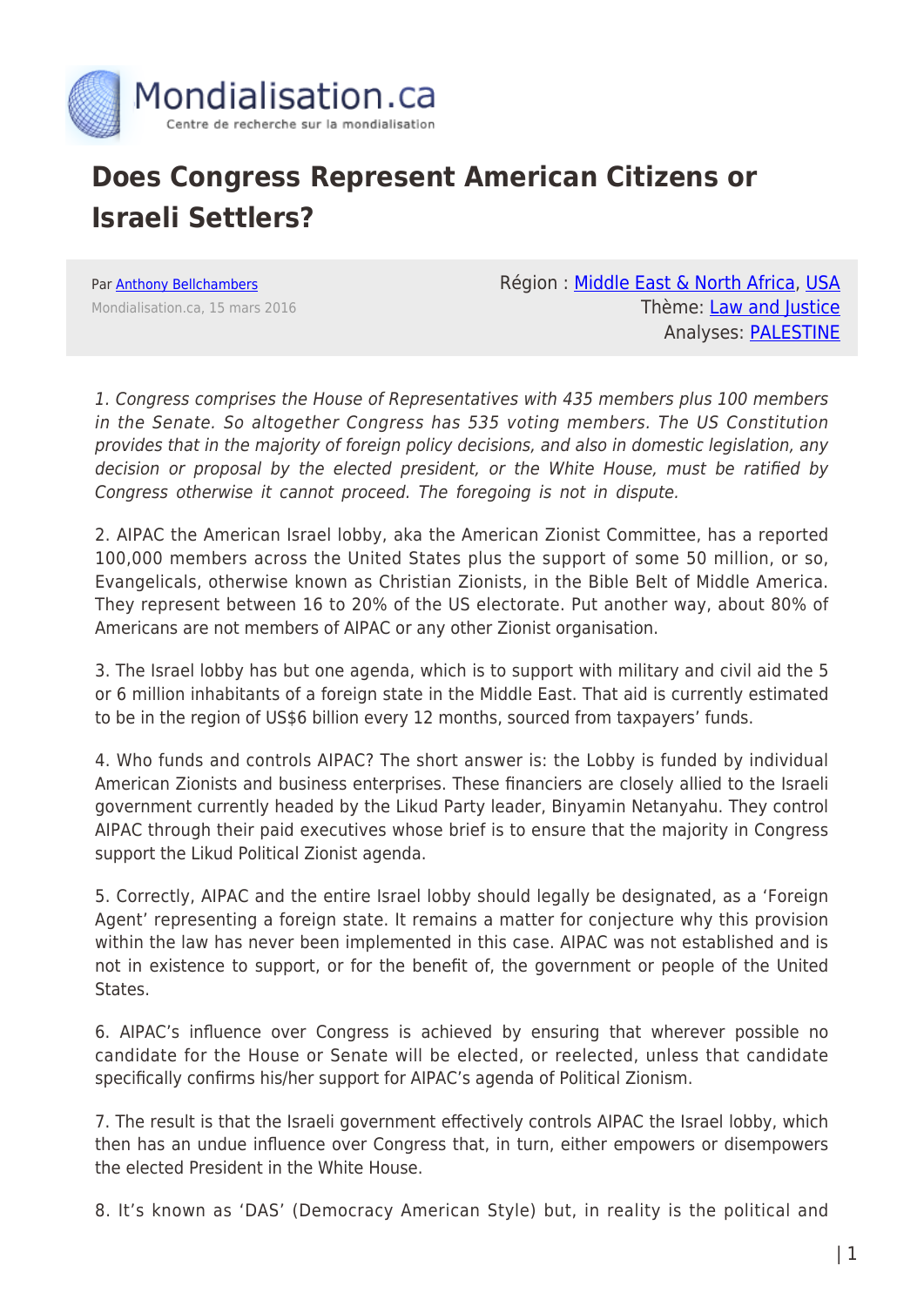Mondialisation.ca
Centre de recherche sur la mondialisation

# Does Congress Represent American Citizens or Israeli Settlers?

Par Anthony Bellchambers
Mondialisation.ca, 15 mars 2016

Région : Middle East & North Africa, USA
Thème: Law and Justice
Analyses: PALESTINE

*1. Congress comprises the House of Representatives with 435 members plus 100 members in the Senate. So altogether Congress has 535 voting members. The US Constitution provides that in the majority of foreign policy decisions, and also in domestic legislation, any decision or proposal by the elected president, or the White House, must be ratified by Congress otherwise it cannot proceed. The foregoing is not in dispute.*

2. AIPAC the American Israel lobby, aka the American Zionist Committee, has a reported 100,000 members across the United States plus the support of some 50 million, or so, Evangelicals, otherwise known as Christian Zionists, in the Bible Belt of Middle America. They represent between 16 to 20% of the US electorate. Put another way, about 80% of Americans are not members of AIPAC or any other Zionist organisation.

3. The Israel lobby has but one agenda, which is to support with military and civil aid the 5 or 6 million inhabitants of a foreign state in the Middle East. That aid is currently estimated to be in the region of US$6 billion every 12 months, sourced from taxpayers' funds.

4. Who funds and controls AIPAC? The short answer is: the Lobby is funded by individual American Zionists and business enterprises. These financiers are closely allied to the Israeli government currently headed by the Likud Party leader, Binyamin Netanyahu. They control AIPAC through their paid executives whose brief is to ensure that the majority in Congress support the Likud Political Zionist agenda.

5. Correctly, AIPAC and the entire Israel lobby should legally be designated, as a 'Foreign Agent' representing a foreign state. It remains a matter for conjecture why this provision within the law has never been implemented in this case. AIPAC was not established and is not in existence to support, or for the benefit of, the government or people of the United States.

6. AIPAC's influence over Congress is achieved by ensuring that wherever possible no candidate for the House or Senate will be elected, or reelected, unless that candidate specifically confirms his/her support for AIPAC's agenda of Political Zionism.

7. The result is that the Israeli government effectively controls AIPAC the Israel lobby, which then has an undue influence over Congress that, in turn, either empowers or disempowers the elected President in the White House.

8. It's known as 'DAS' (Democracy American Style) but, in reality is the political and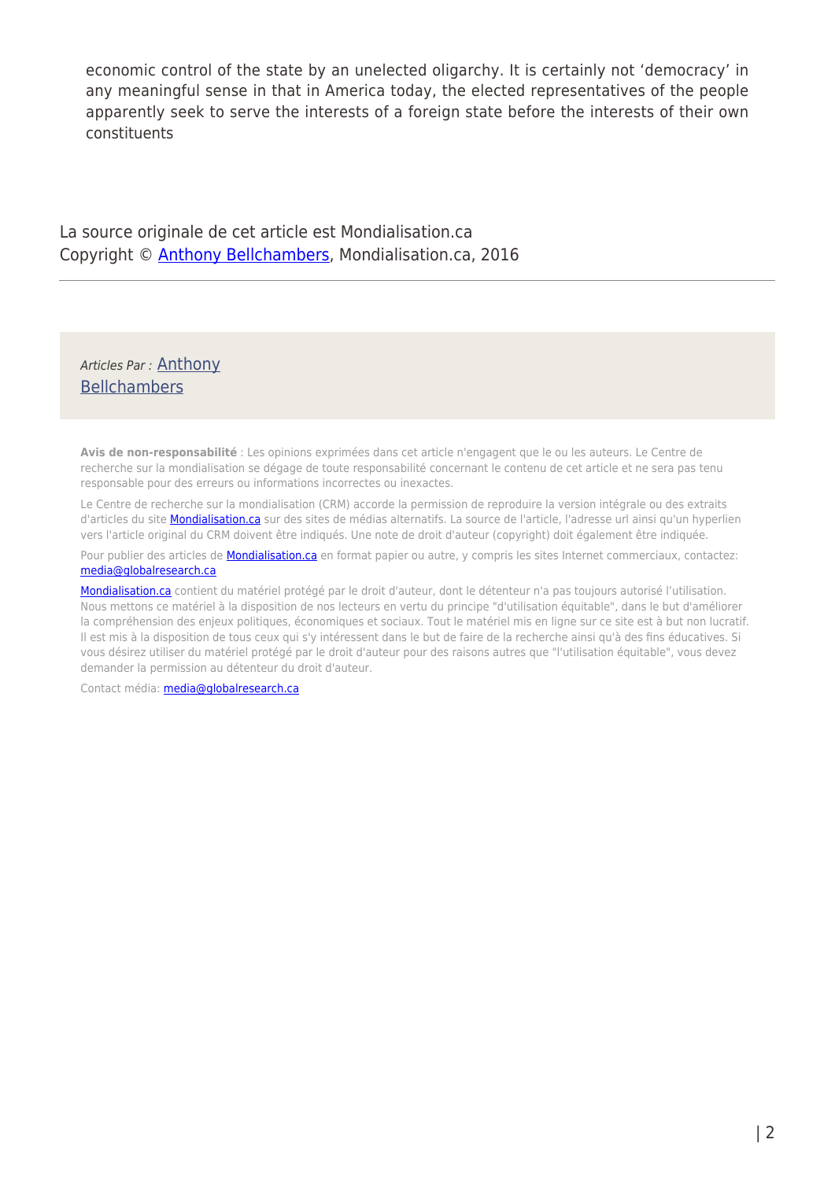economic control of the state by an unelected oligarchy. It is certainly not 'democracy' in any meaningful sense in that in America today, the elected representatives of the people apparently seek to serve the interests of a foreign state before the interests of their own constituents

La source originale de cet article est Mondialisation.ca
Copyright © Anthony Bellchambers, Mondialisation.ca, 2016

*Articles Par :* Anthony Bellchambers

**Avis de non-responsabilité** : Les opinions exprimées dans cet article n'engagent que le ou les auteurs. Le Centre de recherche sur la mondialisation se dégage de toute responsabilité concernant le contenu de cet article et ne sera pas tenu responsable pour des erreurs ou informations incorrectes ou inexactes.

Le Centre de recherche sur la mondialisation (CRM) accorde la permission de reproduire la version intégrale ou des extraits d'articles du site Mondialisation.ca sur des sites de médias alternatifs. La source de l'article, l'adresse url ainsi qu'un hyperlien vers l'article original du CRM doivent être indiqués. Une note de droit d'auteur (copyright) doit également être indiquée.

Pour publier des articles de Mondialisation.ca en format papier ou autre, y compris les sites Internet commerciaux, contactez: media@globalresearch.ca

Mondialisation.ca contient du matériel protégé par le droit d'auteur, dont le détenteur n'a pas toujours autorisé l'utilisation. Nous mettons ce matériel à la disposition de nos lecteurs en vertu du principe "d'utilisation équitable", dans le but d'améliorer la compréhension des enjeux politiques, économiques et sociaux. Tout le matériel mis en ligne sur ce site est à but non lucratif. Il est mis à la disposition de tous ceux qui s'y intéressent dans le but de faire de la recherche ainsi qu'à des fins éducatives. Si vous désirez utiliser du matériel protégé par le droit d'auteur pour des raisons autres que "l'utilisation équitable", vous devez demander la permission au détenteur du droit d'auteur.

Contact média: media@globalresearch.ca